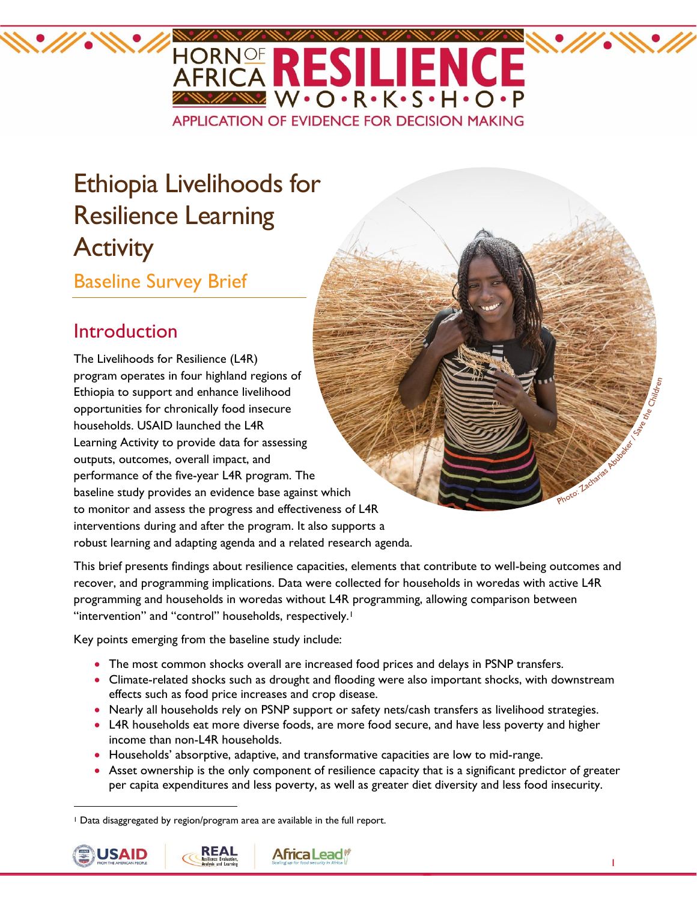# Ethiopia Livelihoods for Resilience Learning Activity

## Baseline Survey Brief

## Introduction

The Livelihoods for Resilience (L4R) program operates in four highland regions of Ethiopia to support and enhance livelihood opportunities for chronically food insecure households. USAID launched the L4R Learning Activity to provide data for assessing outputs, outcomes, overall impact, and performance of the five-year L4R program. The baseline study provides an evidence base against which to monitor and assess the progress and effectiveness of L4R interventions during and after the program. It also supports a robust learning and adapting agenda and a related research agenda.

Photo: Zacharias Abubeker / Save the Children

This brief presents findings about resilience capacities, elements that contribute to well-being outcomes and recover, and programming implications. Data were collected for households in woredas with active L4R programming and households in woredas without L4R programming, allowing comparison between "intervention" and "control" households, respectively.[1]

Key points emerging from the baseline study include:

- The most common shocks overall are increased food prices and delays in PSNP transfers.
- Climate-related shocks such as drought and flooding were also important shocks, with downstream effects such as food price increases and crop disease.
- Nearly all households rely on PSNP support or safety nets/cash transfers as livelihood strategies.
- L4R households eat more diverse foods, are more food secure, and have less poverty and higher income than non-L4R households.
- Households' absorptive, adaptive, and transformative capacities are low to mid-range.
- Asset ownership is the only component of resilience capacity that is a significant predictor of greater per capita expenditures and less poverty, as well as greater diet diversity and less food insecurity.

[1] Data disaggregated by region/program area are available in the full report.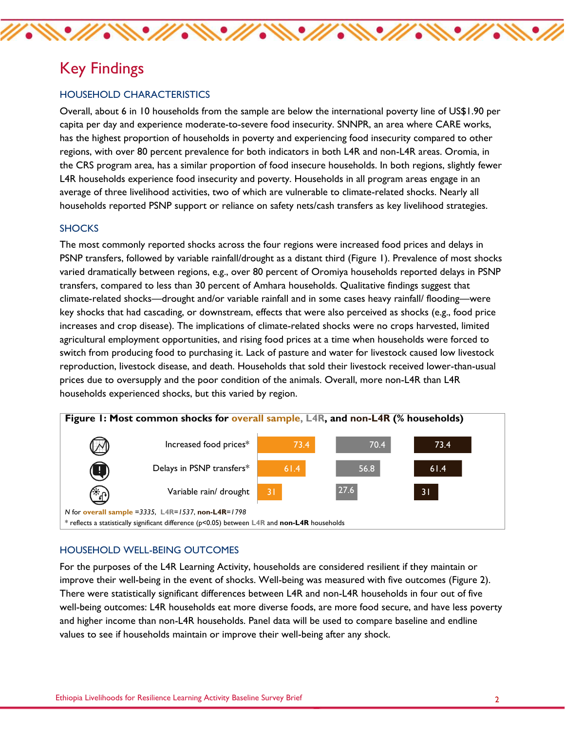# Key Findings

## HOUSEHOLD CHARACTERISTICS

Overall, about 6 in 10 households from the sample are below the international poverty line of US$1.90 per capita per day and experience moderate-to-severe food insecurity. SNNPR, an area where CARE works, has the highest proportion of households in poverty and experiencing food insecurity compared to other regions, with over 80 percent prevalence for both indicators in both L4R and non-L4R areas. Oromia, in the CRS program area, has a similar proportion of food insecure households. In both regions, slightly fewer L4R households experience food insecurity and poverty. Households in all program areas engage in an average of three livelihood activities, two of which are vulnerable to climate-related shocks. Nearly all households reported PSNP support or reliance on safety nets/cash transfers as key livelihood strategies.

## SHOCKS

The most commonly reported shocks across the four regions were increased food prices and delays in PSNP transfers, followed by variable rainfall/drought as a distant third (Figure 1). Prevalence of most shocks varied dramatically between regions, e.g., over 80 percent of Oromiya households reported delays in PSNP transfers, compared to less than 30 percent of Amhara households. Qualitative findings suggest that climate-related shocks—drought and/or variable rainfall and in some cases heavy rainfall/ flooding—were key shocks that had cascading, or downstream, effects that were also perceived as shocks (e.g., food price increases and crop disease). The implications of climate-related shocks were no crops harvested, limited agricultural employment opportunities, and rising food prices at a time when households were forced to switch from producing food to purchasing it. Lack of pasture and water for livestock caused low livestock reproduction, livestock disease, and death. Households that sold their livestock received lower-than-usual prices due to oversupply and the poor condition of the animals. Overall, more non-L4R than L4R households experienced shocks, but this varied by region.

**Figure 1: Most common shocks for overall sample, L4R, and non-L4R (% households)**

| Shock | Overall sample | L4R | non-L4R |
|---|---|---|---|
| Increased food prices* | 73.4 | 70.4 | 73.4 |
| Delays in PSNP transfers* | 61.4 | 56.8 | 61.4 |
| Variable rain/ drought | 31 | 27.6 | 31 |

*N* for **overall sample** =*3335*, **L4R**=*1537*, **non-L4R**=*1798*

\* reflects a statistically significant difference (p<0.05) between **L4R** and **non-L4R** households

## HOUSEHOLD WELL-BEING OUTCOMES

For the purposes of the L4R Learning Activity, households are considered resilient if they maintain or improve their well-being in the event of shocks. Well-being was measured with five outcomes (Figure 2). There were statistically significant differences between L4R and non-L4R households in four out of five well-being outcomes: L4R households eat more diverse foods, are more food secure, and have less poverty and higher income than non-L4R households. Panel data will be used to compare baseline and endline values to see if households maintain or improve their well-being after any shock.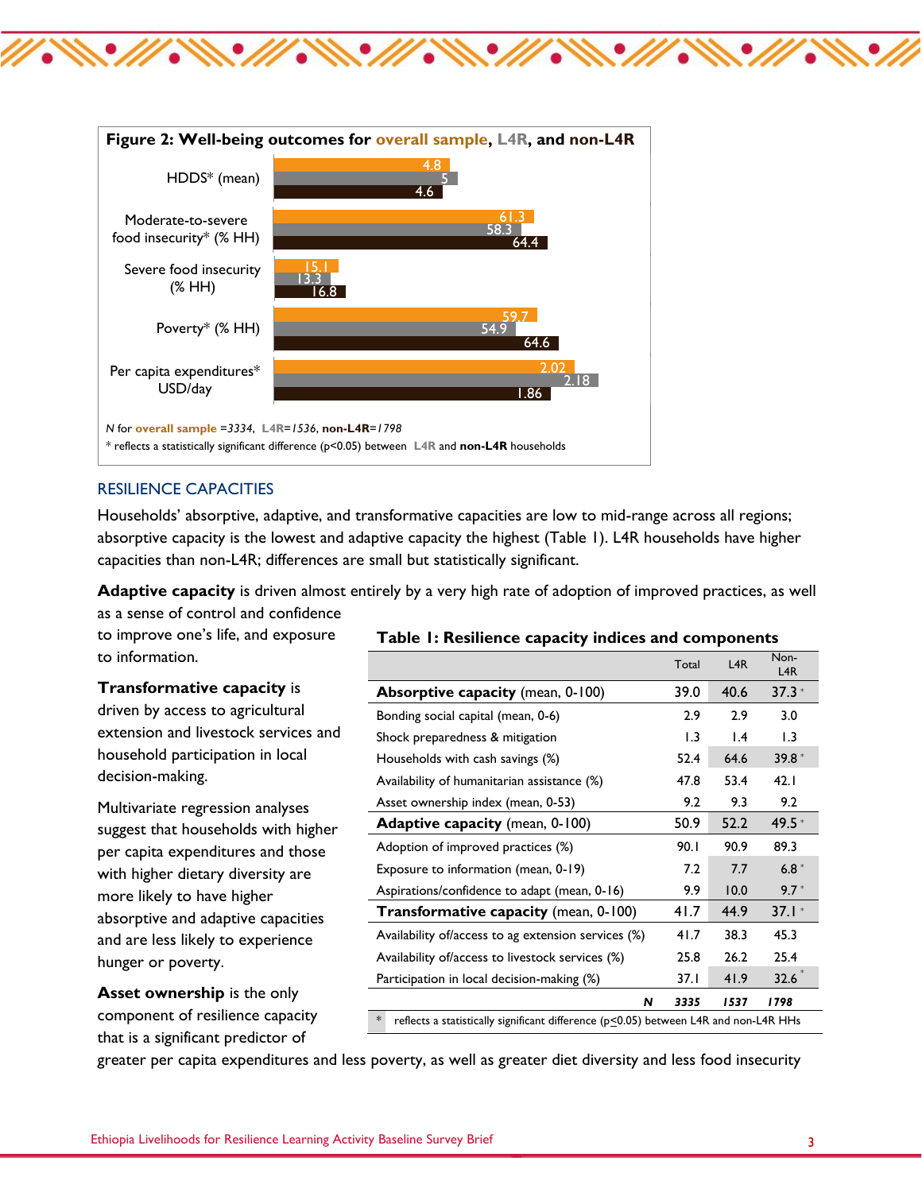**Figure 2: Well-being outcomes for overall sample, L4R, and non-L4R**

| | Overall sample | L4R | non-L4R |
|---|---|---|---|
| HDDS* (mean) | 4.8 | 5 | 4.6 |
| Moderate-to-severe food insecurity* (% HH) | 61.3 | 58.3 | 64.4 |
| Severe food insecurity (% HH) | 15.1 | 13.3 | 16.8 |
| Poverty* (% HH) | 59.7 | 54.9 | 64.6 |
| Per capita expenditures* USD/day | 2.02 | 2.18 | 1.86 |

*N* for **overall sample** =*3334*, **L4R**=*1536*, **non-L4R**=*1798*

\* reflects a statistically significant difference ($p<0.05$) between L4R and **non-L4R** households

## RESILIENCE CAPACITIES

Households' absorptive, adaptive, and transformative capacities are low to mid-range across all regions; absorptive capacity is the lowest and adaptive capacity the highest (Table 1). L4R households have higher capacities than non-L4R; differences are small but statistically significant.

**Adaptive capacity** is driven almost entirely by a very high rate of adoption of improved practices, as well as a sense of control and confidence to improve one's life, and exposure to information.

**Transformative capacity** is driven by access to agricultural extension and livestock services and household participation in local decision-making.

Multivariate regression analyses suggest that households with higher per capita expenditures and those with higher dietary diversity are more likely to have higher absorptive and adaptive capacities and are less likely to experience hunger or poverty.

**Asset ownership** is the only component of resilience capacity that is a significant predictor of greater per capita expenditures and less poverty, as well as greater diet diversity and less food insecurity

**Table 1: Resilience capacity indices and components**

| | Total | L4R | Non-L4R |
|---|---|---|---|
| **Absorptive capacity** (mean, 0-100) | 39.0 | 40.6 | 37.3 * |
| Bonding social capital (mean, 0-6) | 2.9 | 2.9 | 3.0 |
| Shock preparedness & mitigation | 1.3 | 1.4 | 1.3 |
| Households with cash savings (%) | 52.4 | 64.6 | 39.8 * |
| Availability of humanitarian assistance (%) | 47.8 | 53.4 | 42.1 |
| Asset ownership index (mean, 0-53) | 9.2 | 9.3 | 9.2 |
| **Adaptive capacity** (mean, 0-100) | 50.9 | 52.2 | 49.5 * |
| Adoption of improved practices (%) | 90.1 | 90.9 | 89.3 |
| Exposure to information (mean, 0-19) | 7.2 | 7.7 | 6.8 * |
| Aspirations/confidence to adapt (mean, 0-16) | 9.9 | 10.0 | 9.7 * |
| **Transformative capacity** (mean, 0-100) | 41.7 | 44.9 | 37.1 * |
| Availability of/access to ag extension services (%) | 41.7 | 38.3 | 45.3 |
| Availability of/access to livestock services (%) | 25.8 | 26.2 | 25.4 |
| Participation in local decision-making (%) | 37.1 | 41.9 | 32.6 * |
| ***N*** | ***3335*** | ***1537*** | ***1798*** |

\* reflects a statistically significant difference ($p \leq 0.05$) between L4R and non-L4R HHs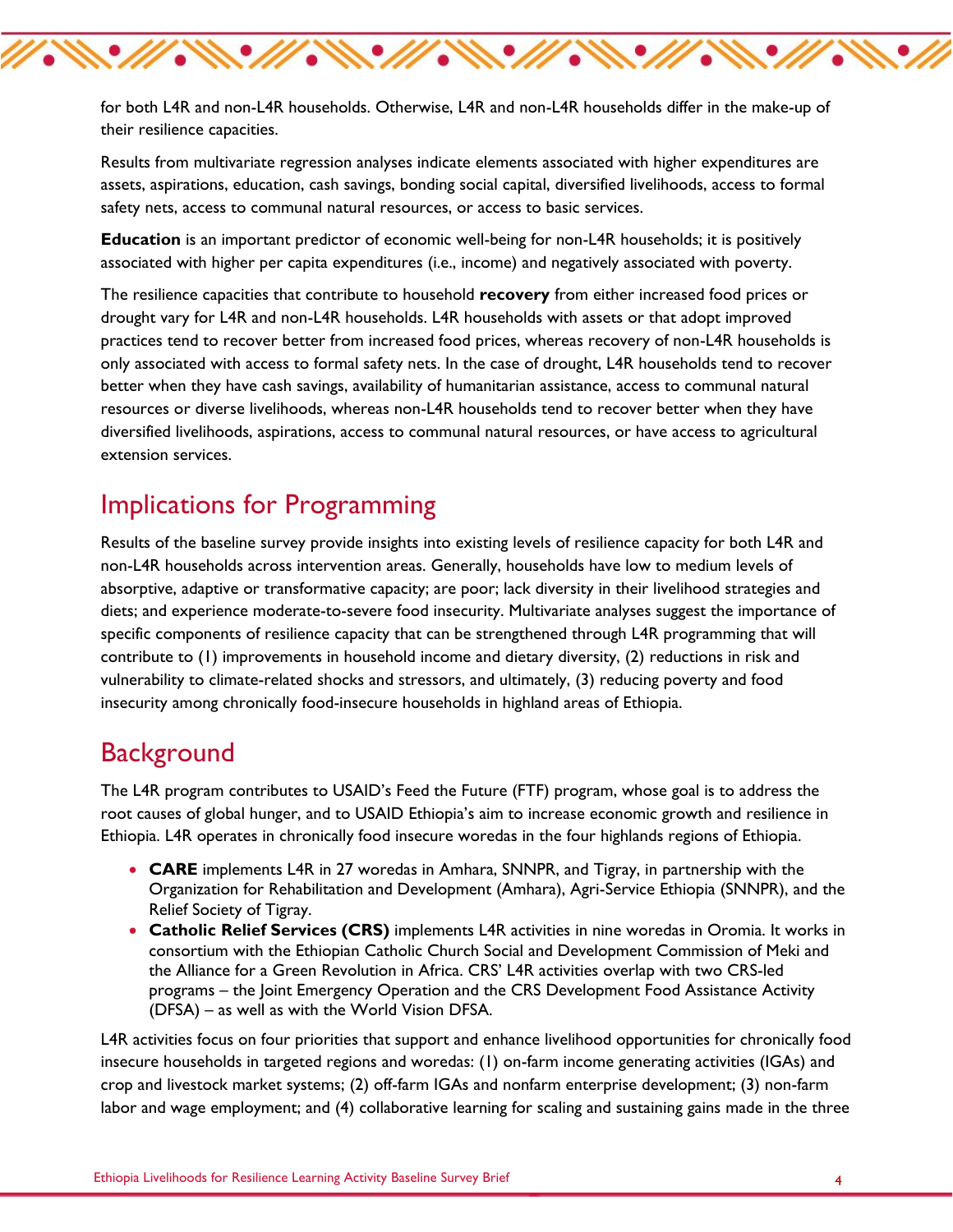for both L4R and non-L4R households. Otherwise, L4R and non-L4R households differ in the make-up of their resilience capacities.

Results from multivariate regression analyses indicate elements associated with higher expenditures are assets, aspirations, education, cash savings, bonding social capital, diversified livelihoods, access to formal safety nets, access to communal natural resources, or access to basic services.

**Education** is an important predictor of economic well-being for non-L4R households; it is positively associated with higher per capita expenditures (i.e., income) and negatively associated with poverty.

The resilience capacities that contribute to household **recovery** from either increased food prices or drought vary for L4R and non-L4R households. L4R households with assets or that adopt improved practices tend to recover better from increased food prices, whereas recovery of non-L4R households is only associated with access to formal safety nets. In the case of drought, L4R households tend to recover better when they have cash savings, availability of humanitarian assistance, access to communal natural resources or diverse livelihoods, whereas non-L4R households tend to recover better when they have diversified livelihoods, aspirations, access to communal natural resources, or have access to agricultural extension services.

## Implications for Programming

Results of the baseline survey provide insights into existing levels of resilience capacity for both L4R and non-L4R households across intervention areas. Generally, households have low to medium levels of absorptive, adaptive or transformative capacity; are poor; lack diversity in their livelihood strategies and diets; and experience moderate-to-severe food insecurity. Multivariate analyses suggest the importance of specific components of resilience capacity that can be strengthened through L4R programming that will contribute to (1) improvements in household income and dietary diversity, (2) reductions in risk and vulnerability to climate-related shocks and stressors, and ultimately, (3) reducing poverty and food insecurity among chronically food-insecure households in highland areas of Ethiopia.

## Background

The L4R program contributes to USAID's Feed the Future (FTF) program, whose goal is to address the root causes of global hunger, and to USAID Ethiopia's aim to increase economic growth and resilience in Ethiopia. L4R operates in chronically food insecure woredas in the four highlands regions of Ethiopia.

- **CARE** implements L4R in 27 woredas in Amhara, SNNPR, and Tigray, in partnership with the Organization for Rehabilitation and Development (Amhara), Agri-Service Ethiopia (SNNPR), and the Relief Society of Tigray.
- **Catholic Relief Services (CRS)** implements L4R activities in nine woredas in Oromia. It works in consortium with the Ethiopian Catholic Church Social and Development Commission of Meki and the Alliance for a Green Revolution in Africa. CRS' L4R activities overlap with two CRS-led programs – the Joint Emergency Operation and the CRS Development Food Assistance Activity (DFSA) – as well as with the World Vision DFSA.

L4R activities focus on four priorities that support and enhance livelihood opportunities for chronically food insecure households in targeted regions and woredas: (1) on-farm income generating activities (IGAs) and crop and livestock market systems; (2) off-farm IGAs and nonfarm enterprise development; (3) non-farm labor and wage employment; and (4) collaborative learning for scaling and sustaining gains made in the three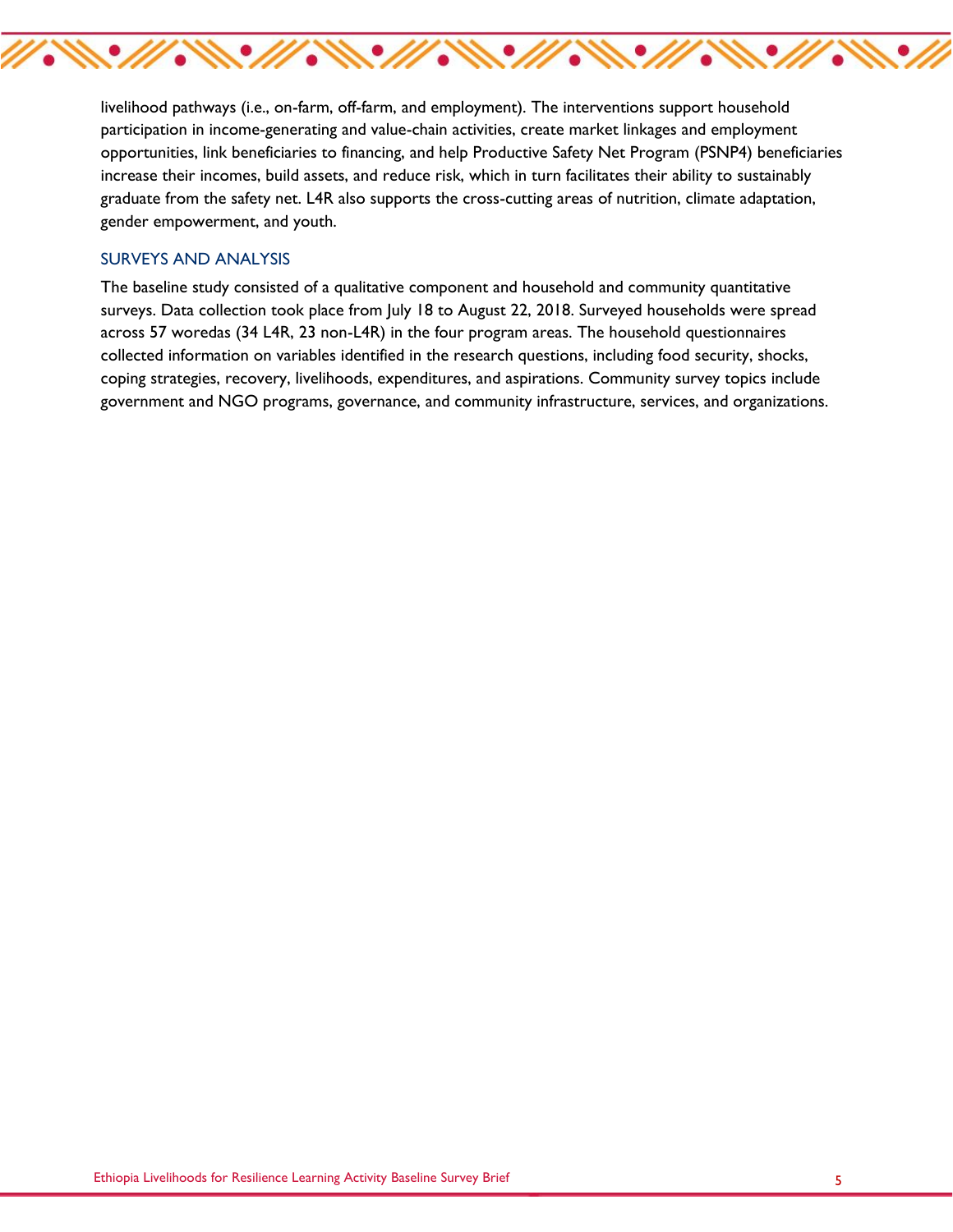livelihood pathways (i.e., on-farm, off-farm, and employment). The interventions support household participation in income-generating and value-chain activities, create market linkages and employment opportunities, link beneficiaries to financing, and help Productive Safety Net Program (PSNP4) beneficiaries increase their incomes, build assets, and reduce risk, which in turn facilitates their ability to sustainably graduate from the safety net. L4R also supports the cross-cutting areas of nutrition, climate adaptation, gender empowerment, and youth.

## SURVEYS AND ANALYSIS

The baseline study consisted of a qualitative component and household and community quantitative surveys. Data collection took place from July 18 to August 22, 2018. Surveyed households were spread across 57 woredas (34 L4R, 23 non-L4R) in the four program areas. The household questionnaires collected information on variables identified in the research questions, including food security, shocks, coping strategies, recovery, livelihoods, expenditures, and aspirations. Community survey topics include government and NGO programs, governance, and community infrastructure, services, and organizations.